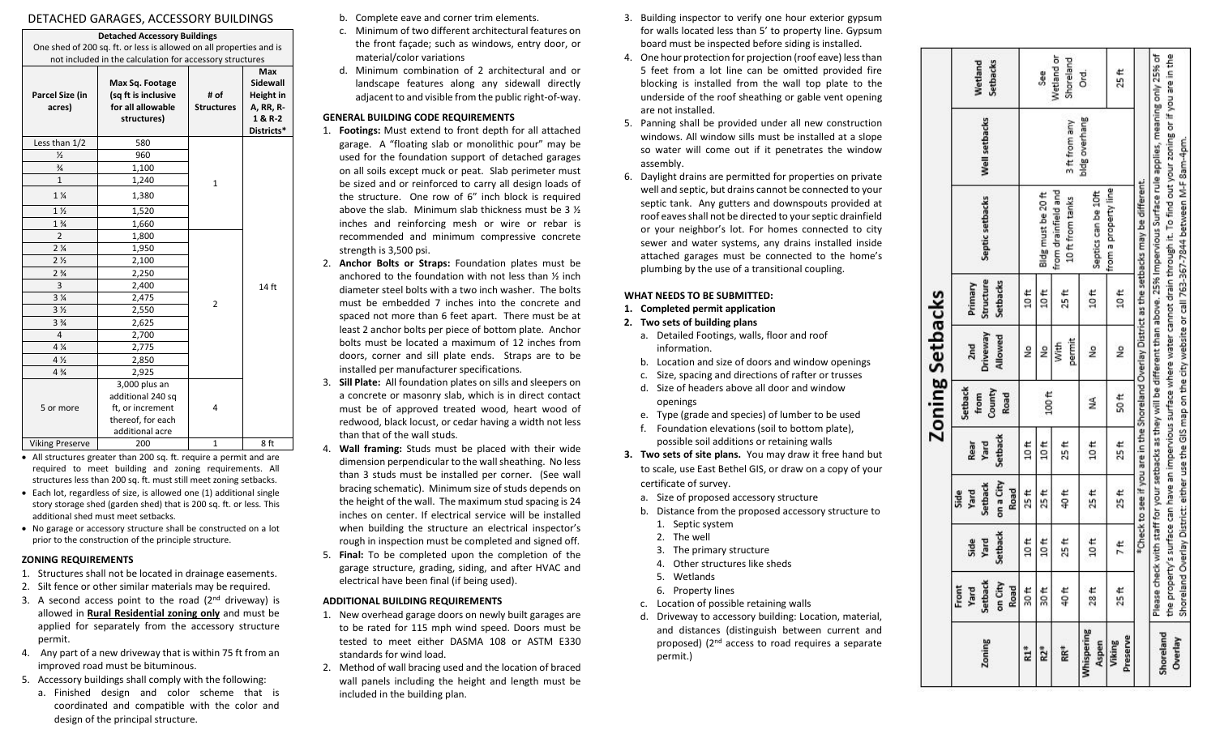# DETACHED GARAGES, ACCESSORY BUILDINGS

| Detached Accessory Buildings | | | |
|---|---|---|---|
| One shed of 200 sq. ft. or less is allowed on all properties and is not included in the calculation for accessory structures | | | |
| Parcel Size (in acres) | Max Sq. Footage (sq ft is inclusive for all allowable structures) | # of Structures | Max Sidewall Height in A, RR, R-1 & R-2 Districts* |
| Less than 1/2 | 580 | 1 | 14 ft |
| ½ | 960 | | |
| ¾ | 1,100 | | |
| 1 | 1,240 | | |
| 1 ¼ | 1,380 | | |
| 1 ½ | 1,520 | | |
| 1 ¾ | 1,660 | | |
| 2 | 1,800 | 2 | |
| 2 ¼ | 1,950 | | |
| 2 ½ | 2,100 | | |
| 2 ¾ | 2,250 | | |
| 3 | 2,400 | | |
| 3 ¼ | 2,475 | | |
| 3 ½ | 2,550 | | |
| 3 ¾ | 2,625 | | |
| 4 | 2,700 | | |
| 4 ¼ | 2,775 | | |
| 4 ½ | 2,850 | | |
| 4 ¾ | 2,925 | | |
| 5 or more | 3,000 plus an additional 240 sq ft, or increment thereof, for each additional acre | 4 | |
| Viking Preserve | 200 | 1 | 8 ft |

- All structures greater than 200 sq. ft. require a permit and are required to meet building and zoning requirements. All structures less than 200 sq. ft. must still meet zoning setbacks.
- Each lot, regardless of size, is allowed one (1) additional single story storage shed (garden shed) that is 200 sq. ft. or less. This additional shed must meet setbacks.
- No garage or accessory structure shall be constructed on a lot prior to the construction of the principle structure.

## ZONING REQUIREMENTS

1. Structures shall not be located in drainage easements.
2. Silt fence or other similar materials may be required.
3. A second access point to the road (2nd driveway) is allowed in **Rural Residential zoning only** and must be applied for separately from the accessory structure permit.
4. Any part of a new driveway that is within 75 ft from an improved road must be bituminous.
5. Accessory buildings shall comply with the following:
   a. Finished design and color scheme that is coordinated and compatible with the color and design of the principal structure.
   b. Complete eave and corner trim elements.
   c. Minimum of two different architectural features on the front façade; such as windows, entry door, or material/color variations
   d. Minimum combination of 2 architectural and or landscape features along any sidewall directly adjacent to and visible from the public right-of-way.

## GENERAL BUILDING CODE REQUIREMENTS

1. **Footings:** Must extend to front depth for all attached garage. A "floating slab or monolithic pour" may be used for the foundation support of detached garages on all soils except muck or peat. Slab perimeter must be sized and or reinforced to carry all design loads of the structure. One row of 6" inch block is required above the slab. Minimum slab thickness must be 3 ½ inches and reinforcing mesh or wire or rebar is recommended and minimum compressive concrete strength is 3,500 psi.
2. **Anchor Bolts or Straps:** Foundation plates must be anchored to the foundation with not less than ½ inch diameter steel bolts with a two inch washer. The bolts must be embedded 7 inches into the concrete and spaced not more than 6 feet apart. There must be at least 2 anchor bolts per piece of bottom plate. Anchor bolts must be located a maximum of 12 inches from doors, corner and sill plate ends. Straps are to be installed per manufacturer specifications.
3. **Sill Plate:** All foundation plates on sills and sleepers on a concrete or masonry slab, which is in direct contact must be of approved treated wood, heart wood of redwood, black locust, or cedar having a width not less than that of the wall studs.
4. **Wall framing:** Studs must be placed with their wide dimension perpendicular to the wall sheathing. No less than 3 studs must be installed per corner. (See wall bracing schematic). Minimum size of studs depends on the height of the wall. The maximum stud spacing is 24 inches on center. If electrical service will be installed when building the structure an electrical inspector's rough in inspection must be completed and signed off.
5. **Final:** To be completed upon the completion of the garage structure, grading, siding, and after HVAC and electrical have been final (if being used).

## ADDITIONAL BUILDING REQUIREMENTS

1. New overhead garage doors on newly built garages are to be rated for 115 mph wind speed. Doors must be tested to meet either DASMA 108 or ASTM E330 standards for wind load.
2. Method of wall bracing used and the location of braced wall panels including the height and length must be included in the building plan.
3. Building inspector to verify one hour exterior gypsum for walls located less than 5' to property line. Gypsum board must be inspected before siding is installed.
4. One hour protection for projection (roof eave) less than 5 feet from a lot line can be omitted provided fire blocking is installed from the wall top plate to the underside of the roof sheathing or gable vent opening are not installed.
5. Panning shall be provided under all new construction windows. All window sills must be installed at a slope so water will come out if it penetrates the window assembly.
6. Daylight drains are permitted for properties on private well and septic, but drains cannot be connected to your septic tank. Any gutters and downspouts provided at roof eaves shall not be directed to your septic drainfield or your neighbor's lot. For homes connected to city sewer and water systems, any drains installed inside attached garages must be connected to the home's plumbing by the use of a transitional coupling.

## WHAT NEEDS TO BE SUBMITTED:

1. **Completed permit application**
2. **Two sets of building plans**
   a. Detailed Footings, walls, floor and roof information.
   b. Location and size of doors and window openings
   c. Size, spacing and directions of rafter or trusses
   d. Size of headers above all door and window openings
   e. Type (grade and species) of lumber to be used
   f. Foundation elevations (soil to bottom plate), possible soil additions or retaining walls
3. **Two sets of site plans.** You may draw it free hand but to scale, use East Bethel GIS, or draw on a copy of your certificate of survey.
   a. Size of proposed accessory structure
   b. Distance from the proposed accessory structure to
      1. Septic system
      2. The well
      3. The primary structure
      4. Other structures like sheds
      5. Wetlands
      6. Property lines
   c. Location of possible retaining walls
   d. Driveway to accessory building: Location, material, and distances (distinguish between current and proposed) (2nd access to road requires a separate permit.)

## Zoning Setbacks

| Zoning | Front Yard Setback on City Road | Side Yard Setback | Side Yard Setback on a City Road | Rear Yard Setback | Setback from County Road | 2nd Driveway Allowed | Primary Structure Setbacks | Septic setbacks | Well setbacks | Wetland Setbacks |
|---|---|---|---|---|---|---|---|---|---|---|
| R1* | 30 ft | 10 ft | 25 ft | 10 ft | 100 ft | No | 10 ft | Bldg must be 20 ft from drainfield and 10 ft from tanks | 3 ft from any bldg overhang | See Wetland or Shoreland Ord. |
| R2* | 30 ft | 10 ft | 25 ft | 10 ft | | No | 10 ft | | | |
| RR* | 40 ft | 25 ft | 40 ft | 25 ft | | With permit | 25 ft | | | |
| Whispering Aspen | 28 ft | 10 ft | 25 ft | 10 ft | NA | No | 10 ft | Septics can be 10ft from a property line | | |
| Viking Preserve | 25 ft | 7 ft | 25 ft | 25 ft | 50 ft | No | 10 ft | | | 25 ft |
| | *Check to see if you are in the Shoreland Overlay District as the setbacks may be different. | | | | | | | | | |
| Shoreland Overlay | Please check with staff for your setbacks as they will be different than above. 25% Impervious Surface rule applies, meaning only 25% of the property's surface can have an impervious surface where water cannot drain through it. To find out your zoning or if you are in the Shoreland Overlay District: either use the GIS map on the city website or call 763-367-7844 between M-F 8am-4pm. | | | | | | | | | |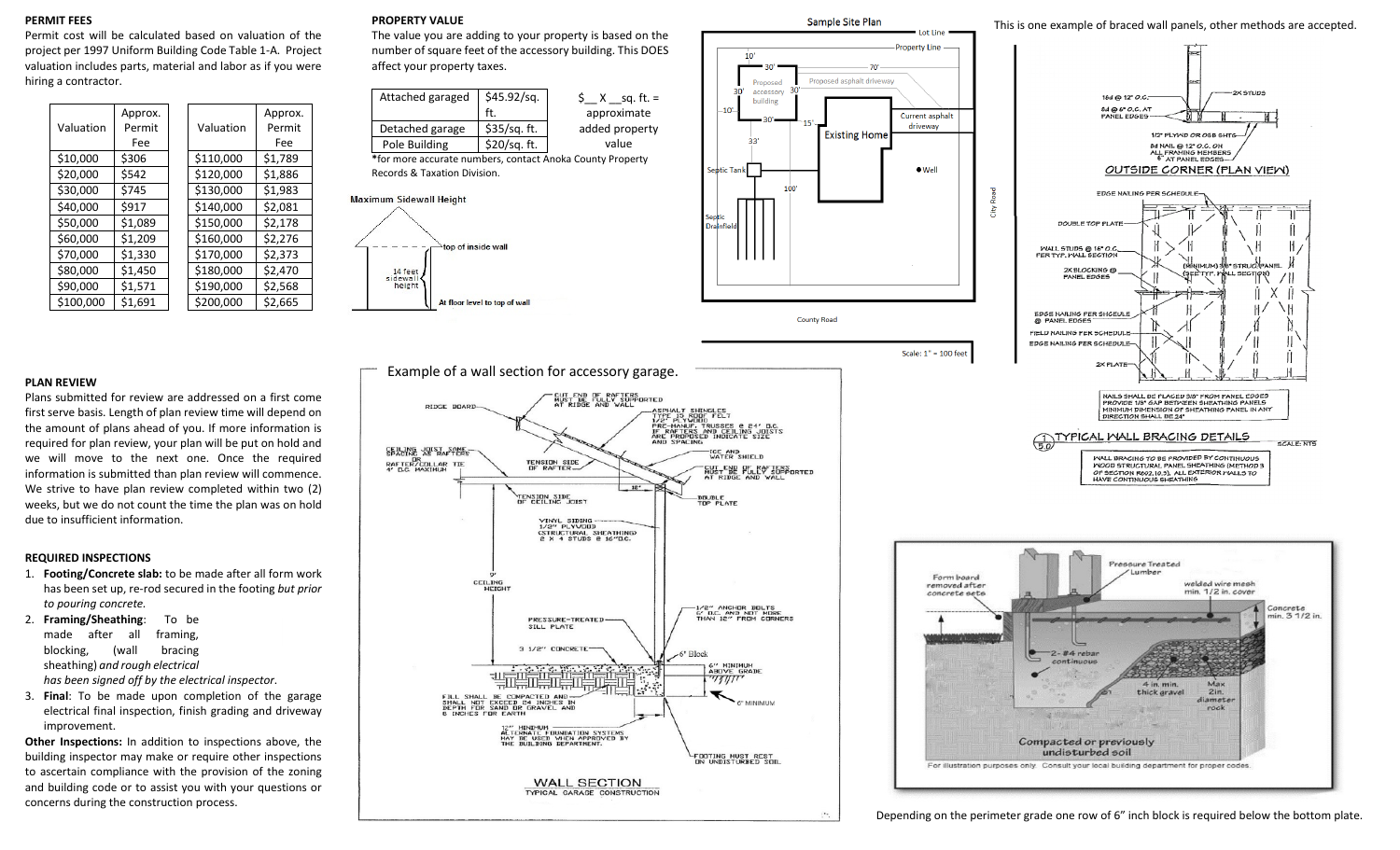## PERMIT FEES

Permit cost will be calculated based on valuation of the project per 1997 Uniform Building Code Table 1-A. Project valuation includes parts, material and labor as if you were hiring a contractor.

| Valuation | Approx. Permit Fee |
|---|---|
| $10,000 | $306 |
| $20,000 | $542 |
| $30,000 | $745 |
| $40,000 | $917 |
| $50,000 | $1,089 |
| $60,000 | $1,209 |
| $70,000 | $1,330 |
| $80,000 | $1,450 |
| $90,000 | $1,571 |
| $100,000 | $1,691 |

| Valuation | Approx. Permit Fee |
|---|---|
| $110,000 | $1,789 |
| $120,000 | $1,886 |
| $130,000 | $1,983 |
| $140,000 | $2,081 |
| $150,000 | $2,178 |
| $160,000 | $2,276 |
| $170,000 | $2,373 |
| $180,000 | $2,470 |
| $190,000 | $2,568 |
| $200,000 | $2,665 |

## PROPERTY VALUE

The value you are adding to your property is based on the number of square feet of the accessory building. This DOES affect your property taxes.

| | |
|---|---|
| Attached garaged | $45.92/sq. ft. |
| Detached garage | $35/sq. ft. |
| Pole Building | $20/sq. ft. |

$__ X __sq. ft. = approximate added property value

*for more accurate numbers, contact Anoka County Property Records & Taxation Division.

Maximum Sidewall Height

top of inside wall

14 feet sidewall height

At floor level to top of wall

Sample Site Plan

Lot Line
Property Line
10'
30'
70'
30'
Proposed accessory building
30'
Proposed asphalt driveway
10'
30'
15'
Current asphalt driveway
33'
Existing Home
Septic Tank
Well
100'
Septic Drainfield
City Road
County Road
Scale: 1" = 100 feet

This is one example of braced wall panels, other methods are accepted.

16d @ 12" O.C.
8d @ 6" O.C. AT PANEL EDGES
2X STUDS
1/2" PLYWD OR OSB SHTG
8d NAIL @ 12" O.C. ON ALL FRAMING MEMBERS 6" AT PANEL EDGES
OUTSIDE CORNER (PLAN VIEW)
EDGE NAILING PER SCHEDULE
DOUBLE TOP PLATE
WALL STUDS @ 16" O.C. PER TYP. WALL SECTION
2X BLOCKING @ PANEL EDGES
(MINIMUM) 3/8" STRUCT. PANEL (SEE TYP. WALL SECTION)
EDGE NAILING PER SCHEDULE @ PANEL EDGES
FIELD NAILING PER SCHEDULE
EDGE NAILING PER SCHEDULE
2X PLATE
NAILS SHALL BE PLACED 3/8" FROM PANEL EDGES PROVIDE 1/8" GAP BETWEEN SHEATHING PANELS MINIMUM DIMENSION OF SHEATHING PANEL IN ANY DIRECTION SHALL BE 24"
TYPICAL WALL BRACING DETAILS
SCALE: NTS
WALL BRACING TO BE PROVIDED BY CONTINUOUS WOOD STRUCTURAL PANEL SHEATHING (METHOD 3 OF SECTION R602.10.3). ALL EXTERIOR WALLS TO HAVE CONTINUOUS SHEATHING

## PLAN REVIEW

Plans submitted for review are addressed on a first come first serve basis. Length of plan review time will depend on the amount of plans ahead of you. If more information is required for plan review, your plan will be put on hold and we will move to the next one. Once the required information is submitted than plan review will commence. We strive to have plan review completed within two (2) weeks, but we do not count the time the plan was on hold due to insufficient information.

## REQUIRED INSPECTIONS

1. **Footing/Concrete slab:** to be made after all form work has been set up, re-rod secured in the footing *but prior to pouring concrete.*
2. **Framing/Sheathing**: To be made after all framing, blocking, (wall bracing sheathing) *and rough electrical has been signed off by the electrical inspector.*
3. **Final**: To be made upon completion of the garage electrical final inspection, finish grading and driveway improvement.

**Other Inspections:** In addition to inspections above, the building inspector may make or require other inspections to ascertain compliance with the provision of the zoning and building code or to assist you with your questions or concerns during the construction process.

Example of a wall section for accessory garage.

RIDGE BOARD
CUT END OF RAFTERS MUST BE FULLY SUPPORTED AT RIDGE AND WALL
ASPHALT SHINGLES TYPE 15 ROOF FELT 1/2" PLYWOOD PRE-MANUF. TRUSSES @ 24" O.C. OR RAFTERS AND CEILING JOISTS ARE PROPOSED INDICATE SIZE AND SPACING
CEILING JOIST SAME SPACING AS RAFTERS OR RAFTER/COLLAR TIE 4' O.C. MAXIMUM
TENSION SIDE OF RAFTER
ICE AND WATER SHIELD
CUT END OF RAFTERS MUST BE FULLY SUPPORTED AT RIDGE AND WALL
TENSION SIDE OF CEILING JOIST
18"
DOUBLE TOP PLATE
VINYL SIDING 1/2" PLYWOOD (STRUCTURAL SHEATHING) 2 X 4 STUDS @ 16"O.C.
9' CEILING HEIGHT
1/2" ANCHOR BOLTS 6' O.C. AND NOT MORE THAN 12" FROM CORNERS
PRESSURE-TREATED SILL PLATE
3 1/2" CONCRETE
6" Block
6" MINIMUM ABOVE GRADE
FILL SHALL BE COMPACTED AND SHALL NOT EXCEED 24 INCHES IN DEPTH FOR SAND OR GRAVEL AND 8 INCHES FOR EARTH
6" MINIMUM
12" MINIMUM
ALTERNATE FOUNDATION SYSTEMS MAY BE USED WHEN APPROVED BY THE BUILDING DEPARTMENT.
FOOTING MUST REST ON UNDISTURBED SOIL
WALL SECTION
TYPICAL GARAGE CONSTRUCTION

Form board removed after concrete sets
Pressure Treated Lumber
welded wire mesh min. 1/2 in. cover
Concrete min. 3 1/2 in.
2- #4 rebar continuous
4 in. min. thick gravel
Max 2in. diameter rock
Compacted or previously undisturbed soil
For illustration purposes only. Consult your local building department for proper codes.

Depending on the perimeter grade one row of 6" inch block is required below the bottom plate.